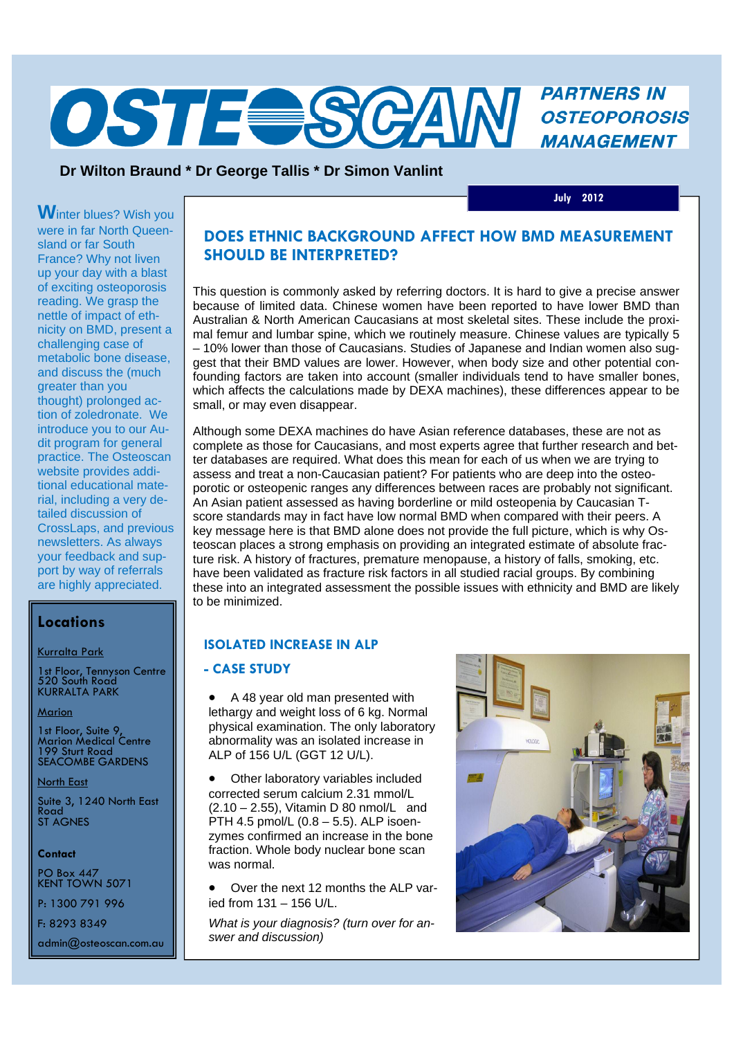# OSTEOSCAN

**PARTNERS IN OSTEOPOROSIS MANAGEMENT**

**Dr Wilton Braund * Dr George Tallis * Dr Simon Vanlint**

**July 2012**

Winter blues? Wish you were in far North Queensland or far South France? Why not liven up your day with a blast of exciting osteoporosis reading. We grasp the nettle of impact of ethnicity on BMD, present a challenging case of metabolic bone disease, and discuss the (much greater than you thought) prolonged action of zoledronate. We introduce you to our Audit program for general practice. The Osteoscan website provides additional educational material, including a very detailed discussion of CrossLaps, and previous newsletters. As always your feedback and support by way of referrals are highly appreciated.

## Locations

Kurralta Park

1st Floor, Tennyson Centre
520 South Road
KURRALTA PARK

Marion

1st Floor, Suite 9,
Marion Medical Centre
199 Sturt Road
SEACOMBE GARDENS

North East

Suite 3, 1240 North East Road
ST AGNES

**Contact**

PO Box 447
KENT TOWN 5071

P: 1300 791 996

F: 8293 8349

admin@osteoscan.com.au

## DOES ETHNIC BACKGROUND AFFECT HOW BMD MEASUREMENT SHOULD BE INTERPRETED?

This question is commonly asked by referring doctors. It is hard to give a precise answer because of limited data. Chinese women have been reported to have lower BMD than Australian & North American Caucasians at most skeletal sites. These include the proximal femur and lumbar spine, which we routinely measure. Chinese values are typically 5 – 10% lower than those of Caucasians. Studies of Japanese and Indian women also suggest that their BMD values are lower. However, when body size and other potential confounding factors are taken into account (smaller individuals tend to have smaller bones, which affects the calculations made by DEXA machines), these differences appear to be small, or may even disappear.

Although some DEXA machines do have Asian reference databases, these are not as complete as those for Caucasians, and most experts agree that further research and better databases are required. What does this mean for each of us when we are trying to assess and treat a non-Caucasian patient? For patients who are deep into the osteoporotic or osteopenic ranges any differences between races are probably not significant. An Asian patient assessed as having borderline or mild osteopenia by Caucasian T-score standards may in fact have low normal BMD when compared with their peers. A key message here is that BMD alone does not provide the full picture, which is why Osteoscan places a strong emphasis on providing an integrated estimate of absolute fracture risk. A history of fractures, premature menopause, a history of falls, smoking, etc. have been validated as fracture risk factors in all studied racial groups. By combining these into an integrated assessment the possible issues with ethnicity and BMD are likely to be minimized.

### ISOLATED INCREASE IN ALP

### - CASE STUDY

- A 48 year old man presented with lethargy and weight loss of 6 kg. Normal physical examination. The only laboratory abnormality was an isolated increase in ALP of 156 U/L (GGT 12 U/L).
- Other laboratory variables included corrected serum calcium 2.31 mmol/L (2.10 – 2.55), Vitamin D 80 nmol/L and PTH 4.5 pmol/L (0.8 – 5.5). ALP isoenzymes confirmed an increase in the bone fraction. Whole body nuclear bone scan was normal.
- Over the next 12 months the ALP varied from 131 – 156 U/L.

*What is your diagnosis? (turn over for answer and discussion)*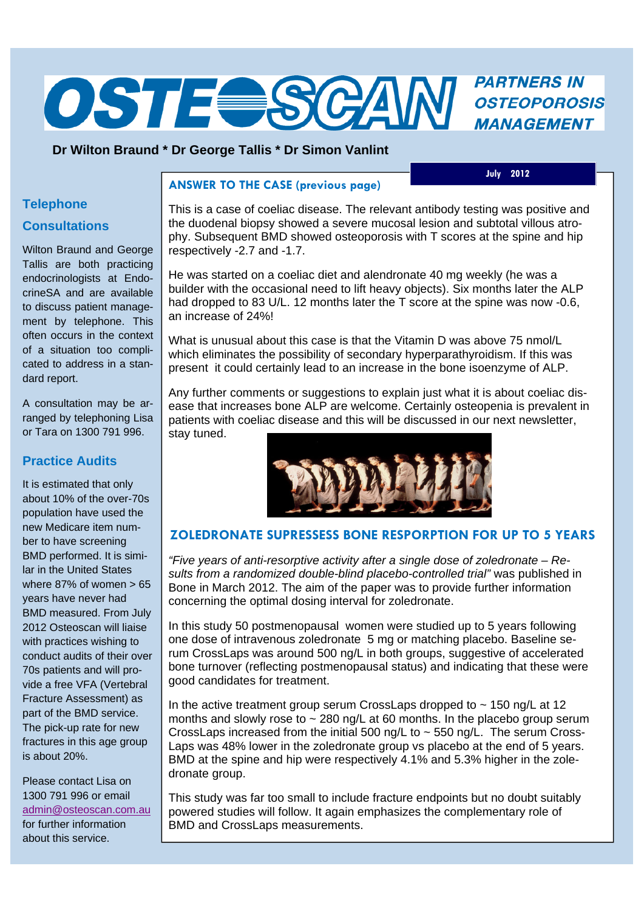# OSTEOSCAN

**PARTNERS IN OSTEOPOROSIS MANAGEMENT**

**Dr Wilton Braund * Dr George Tallis * Dr Simon Vanlint**

**July 2012**

## Telephone Consultations

Wilton Braund and George Tallis are both practicing endocrinologists at EndocrineSA and are available to discuss patient management by telephone. This often occurs in the context of a situation too complicated to address in a standard report.

A consultation may be arranged by telephoning Lisa or Tara on 1300 791 996.

## Practice Audits

It is estimated that only about 10% of the over-70s population have used the new Medicare item number to have screening BMD performed. It is similar in the United States where 87% of women > 65 years have never had BMD measured. From July 2012 Osteoscan will liaise with practices wishing to conduct audits of their over 70s patients and will provide a free VFA (Vertebral Fracture Assessment) as part of the BMD service. The pick-up rate for new fractures in this age group is about 20%.

Please contact Lisa on 1300 791 996 or email admin@osteoscan.com.au for further information about this service.

## ANSWER TO THE CASE (previous page)

This is a case of coeliac disease. The relevant antibody testing was positive and the duodenal biopsy showed a severe mucosal lesion and subtotal villous atrophy. Subsequent BMD showed osteoporosis with T scores at the spine and hip respectively -2.7 and -1.7.

He was started on a coeliac diet and alendronate 40 mg weekly (he was a builder with the occasional need to lift heavy objects). Six months later the ALP had dropped to 83 U/L. 12 months later the T score at the spine was now -0.6, an increase of 24%!

What is unusual about this case is that the Vitamin D was above 75 nmol/L which eliminates the possibility of secondary hyperparathyroidism. If this was present it could certainly lead to an increase in the bone isoenzyme of ALP.

Any further comments or suggestions to explain just what it is about coeliac disease that increases bone ALP are welcome. Certainly osteopenia is prevalent in patients with coeliac disease and this will be discussed in our next newsletter, stay tuned.

## ZOLEDRONATE SUPRESSESS BONE RESPORPTION FOR UP TO 5 YEARS

*"Five years of anti-resorptive activity after a single dose of zoledronate – Results from a randomized double-blind placebo-controlled trial"* was published in Bone in March 2012. The aim of the paper was to provide further information concerning the optimal dosing interval for zoledronate.

In this study 50 postmenopausal women were studied up to 5 years following one dose of intravenous zoledronate 5 mg or matching placebo. Baseline serum CrossLaps was around 500 ng/L in both groups, suggestive of accelerated bone turnover (reflecting postmenopausal status) and indicating that these were good candidates for treatment.

In the active treatment group serum CrossLaps dropped to ~ 150 ng/L at 12 months and slowly rose to ~ 280 ng/L at 60 months. In the placebo group serum CrossLaps increased from the initial 500 ng/L to ~ 550 ng/L. The serum CrossLaps was 48% lower in the zoledronate group vs placebo at the end of 5 years. BMD at the spine and hip were respectively 4.1% and 5.3% higher in the zoledronate group.

This study was far too small to include fracture endpoints but no doubt suitably powered studies will follow. It again emphasizes the complementary role of BMD and CrossLaps measurements.